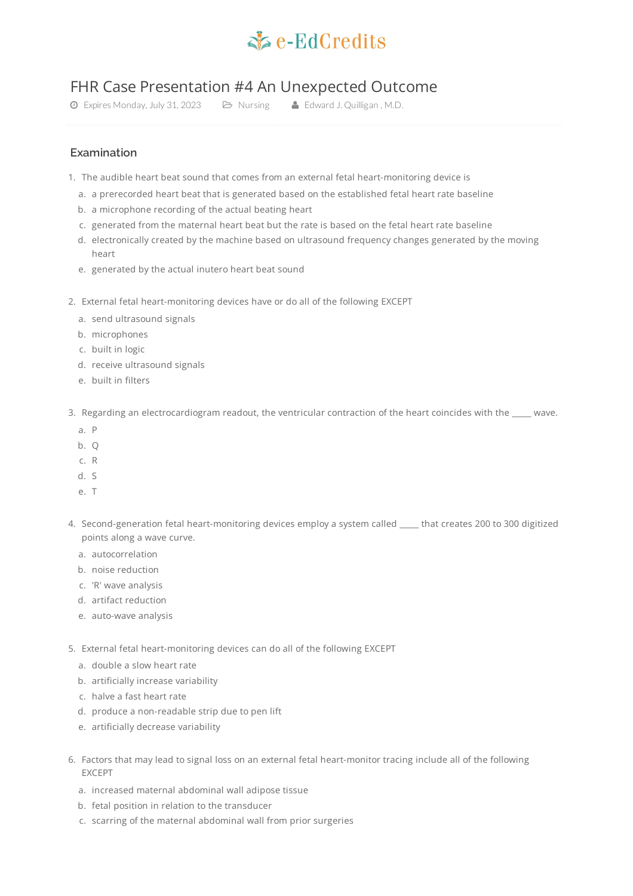e-EdCredits

# FHR Case Presentation #4 An Unexpected Outcome

Expires Monday, July 31, 2023 | Nursing | Edward J. Quilligan , M.D.

## Examination

1. The audible heart beat sound that comes from an external fetal heart-monitoring device is
   a. a prerecorded heart beat that is generated based on the established fetal heart rate baseline
   b. a microphone recording of the actual beating heart
   c. generated from the maternal heart beat but the rate is based on the fetal heart rate baseline
   d. electronically created by the machine based on ultrasound frequency changes generated by the moving heart
   e. generated by the actual inutero heart beat sound

2. External fetal heart-monitoring devices have or do all of the following EXCEPT
   a. send ultrasound signals
   b. microphones
   c. built in logic
   d. receive ultrasound signals
   e. built in filters

3. Regarding an electrocardiogram readout, the ventricular contraction of the heart coincides with the _____ wave.
   a. P
   b. Q
   c. R
   d. S
   e. T

4. Second-generation fetal heart-monitoring devices employ a system called _____ that creates 200 to 300 digitized points along a wave curve.
   a. autocorrelation
   b. noise reduction
   c. 'R' wave analysis
   d. artifact reduction
   e. auto-wave analysis

5. External fetal heart-monitoring devices can do all of the following EXCEPT
   a. double a slow heart rate
   b. artificially increase variability
   c. halve a fast heart rate
   d. produce a non-readable strip due to pen lift
   e. artificially decrease variability

6. Factors that may lead to signal loss on an external fetal heart-monitor tracing include all of the following EXCEPT
   a. increased maternal abdominal wall adipose tissue
   b. fetal position in relation to the transducer
   c. scarring of the maternal abdominal wall from prior surgeries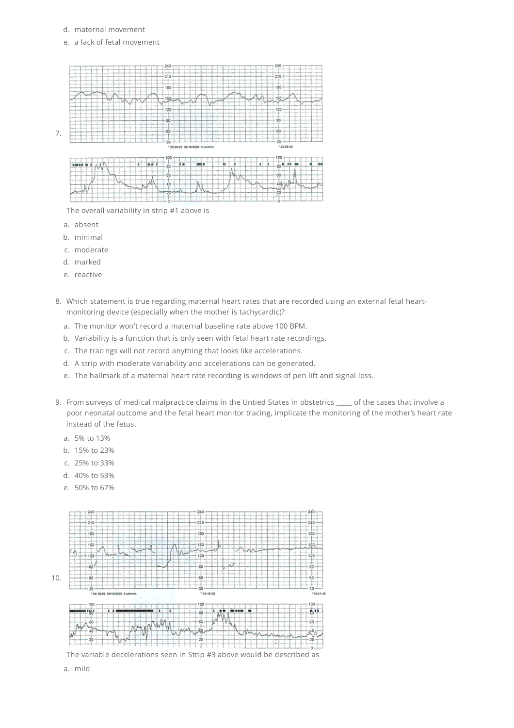d. maternal movement

e. a lack of fetal movement

7\. The overall variability in strip #1 above is

a. absent

b. minimal

c. moderate

d. marked

e. reactive

8\. Which statement is true regarding maternal heart rates that are recorded using an external fetal heart-monitoring device (especially when the mother is tachycardic)?

a. The monitor won't record a maternal baseline rate above 100 BPM.

b. Variability is a function that is only seen with fetal heart rate recordings.

c. The tracings will not record anything that looks like accelerations.

d. A strip with moderate variability and accelerations can be generated.

e. The hallmark of a maternal heart rate recording is windows of pen lift and signal loss.

9\. From surveys of medical malpractice claims in the Untied States in obstetrics _____ of the cases that involve a poor neonatal outcome and the fetal heart monitor tracing, implicate the monitoring of the mother's heart rate instead of the fetus.

a. 5% to 13%

b. 15% to 23%

c. 25% to 33%

d. 40% to 53%

e. 50% to 67%

10\. The variable decelerations seen in Strip #3 above would be described as

a. mild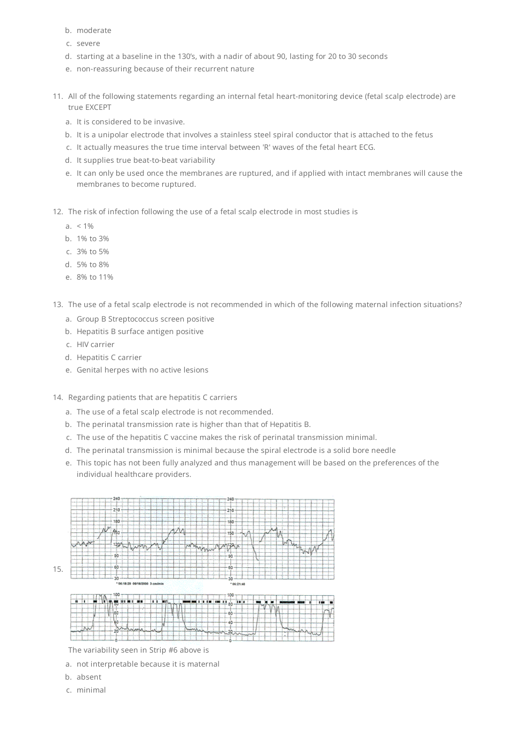b. moderate

c. severe

d. starting at a baseline in the 130's, with a nadir of about 90, lasting for 20 to 30 seconds

e. non-reassuring because of their recurrent nature

11. All of the following statements regarding an internal fetal heart-monitoring device (fetal scalp electrode) are true EXCEPT

    a. It is considered to be invasive.
    b. It is a unipolar electrode that involves a stainless steel spiral conductor that is attached to the fetus
    c. It actually measures the true time interval between 'R' waves of the fetal heart ECG.
    d. It supplies true beat-to-beat variability
    e. It can only be used once the membranes are ruptured, and if applied with intact membranes will cause the membranes to become ruptured.

12. The risk of infection following the use of a fetal scalp electrode in most studies is

    a. < 1%
    b. 1% to 3%
    c. 3% to 5%
    d. 5% to 8%
    e. 8% to 11%

13. The use of a fetal scalp electrode is not recommended in which of the following maternal infection situations?

    a. Group B Streptococcus screen positive
    b. Hepatitis B surface antigen positive
    c. HIV carrier
    d. Hepatitis C carrier
    e. Genital herpes with no active lesions

14. Regarding patients that are hepatitis C carriers

    a. The use of a fetal scalp electrode is not recommended.
    b. The perinatal transmission rate is higher than that of Hepatitis B.
    c. The use of the hepatitis C vaccine makes the risk of perinatal transmission minimal.
    d. The perinatal transmission is minimal because the spiral electrode is a solid bore needle
    e. This topic has not been fully analyzed and thus management will be based on the preferences of the individual healthcare providers.

15. The variability seen in Strip #6 above is

    a. not interpretable because it is maternal
    b. absent
    c. minimal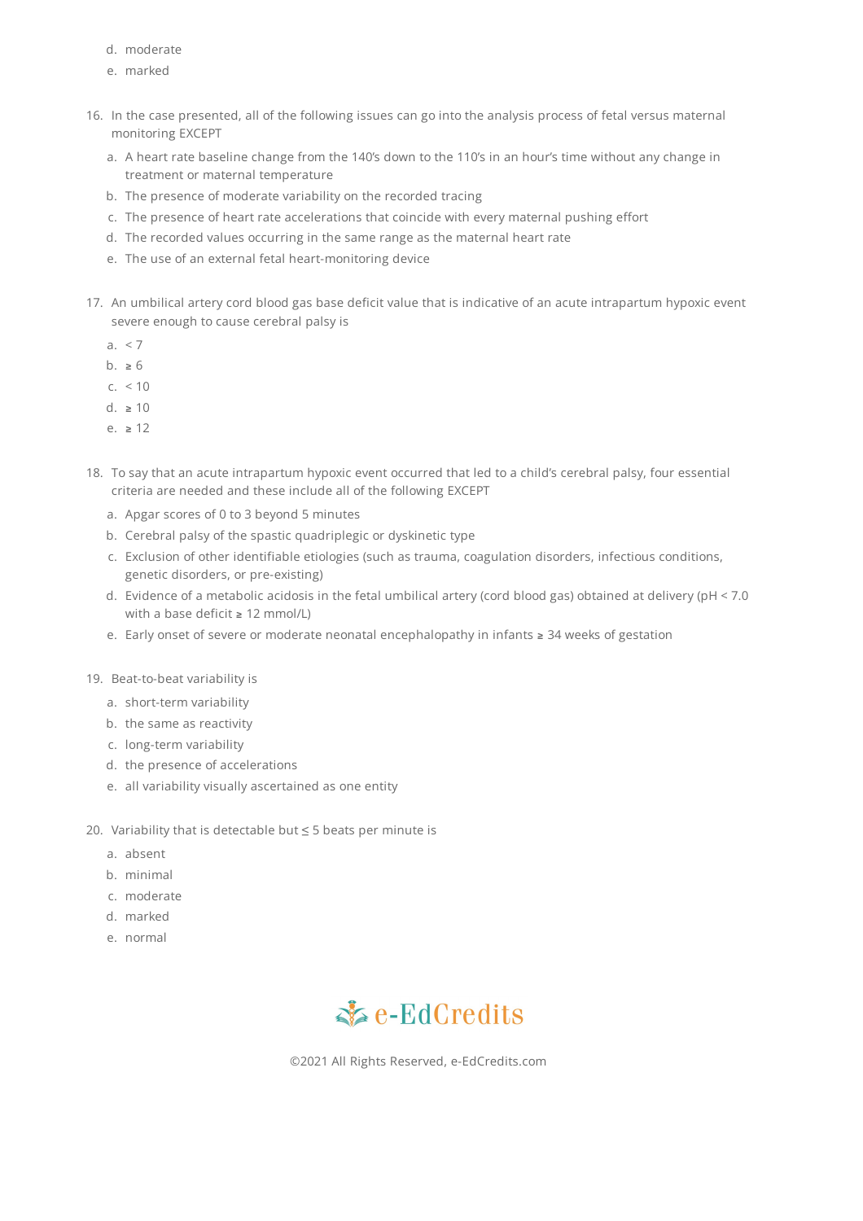d. moderate
e. marked

16. In the case presented, all of the following issues can go into the analysis process of fetal versus maternal monitoring EXCEPT
    a. A heart rate baseline change from the 140's down to the 110's in an hour's time without any change in treatment or maternal temperature
    b. The presence of moderate variability on the recorded tracing
    c. The presence of heart rate accelerations that coincide with every maternal pushing effort
    d. The recorded values occurring in the same range as the maternal heart rate
    e. The use of an external fetal heart-monitoring device

17. An umbilical artery cord blood gas base deficit value that is indicative of an acute intrapartum hypoxic event severe enough to cause cerebral palsy is
    a. < 7
    b. ≥ 6
    c. < 10
    d. ≥ 10
    e. ≥ 12

18. To say that an acute intrapartum hypoxic event occurred that led to a child's cerebral palsy, four essential criteria are needed and these include all of the following EXCEPT
    a. Apgar scores of 0 to 3 beyond 5 minutes
    b. Cerebral palsy of the spastic quadriplegic or dyskinetic type
    c. Exclusion of other identifiable etiologies (such as trauma, coagulation disorders, infectious conditions, genetic disorders, or pre-existing)
    d. Evidence of a metabolic acidosis in the fetal umbilical artery (cord blood gas) obtained at delivery (pH < 7.0 with a base deficit ≥ 12 mmol/L)
    e. Early onset of severe or moderate neonatal encephalopathy in infants ≥ 34 weeks of gestation

19. Beat-to-beat variability is
    a. short-term variability
    b. the same as reactivity
    c. long-term variability
    d. the presence of accelerations
    e. all variability visually ascertained as one entity

20. Variability that is detectable but ≤ 5 beats per minute is
    a. absent
    b. minimal
    c. moderate
    d. marked
    e. normal